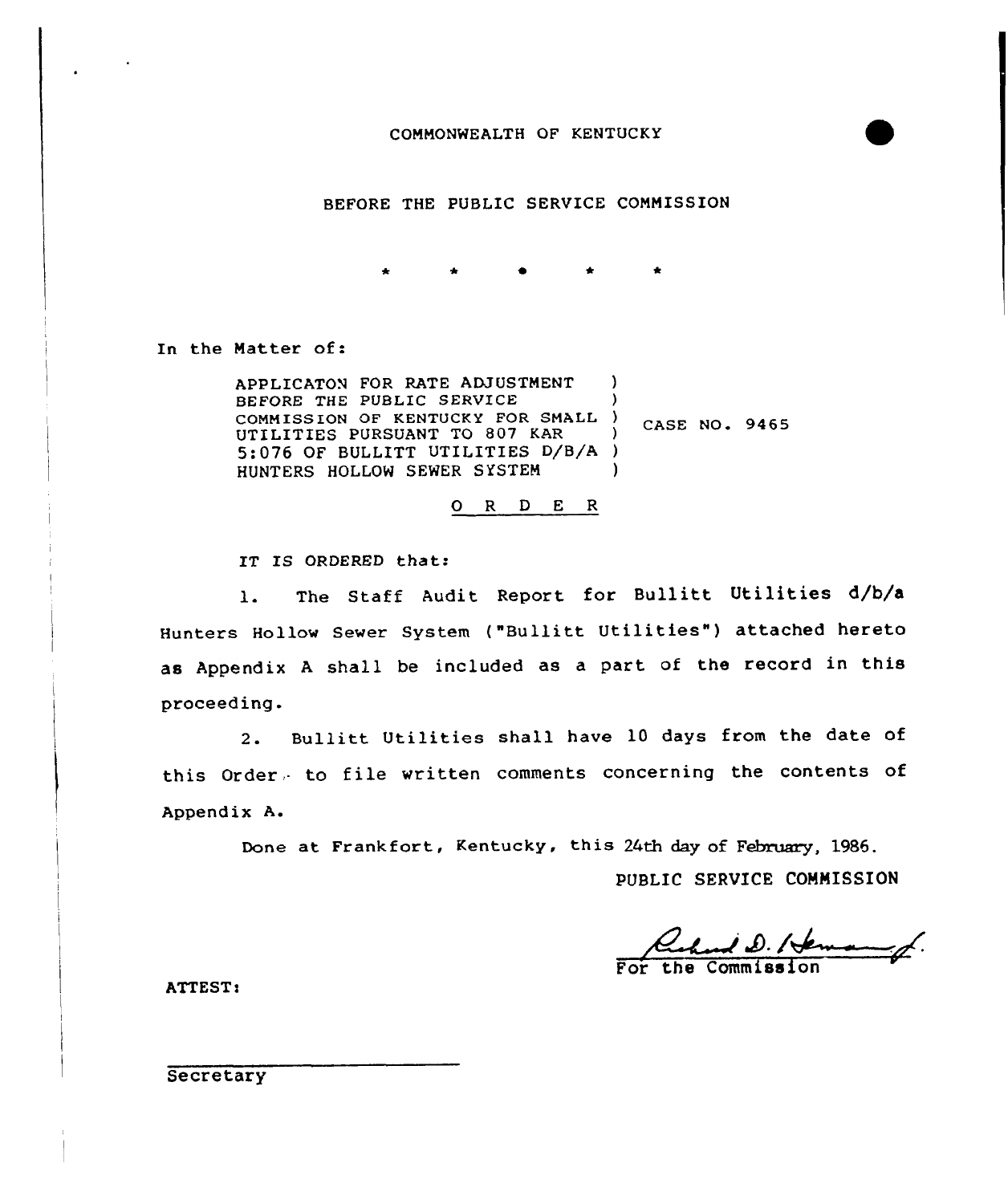COMMONWEALTH OF KENTUCKY

BEFORE THE PUBLIC SERVICE COMMISSION

\* \* \* \* \*

In the Matter of:

APPLICATON FOR RATE ADJUSTMENT BEFORE THE PUBLIC SERVICE COMMISSION OF KENTUCKY FOR SMALL UTILITIES PURSUANT TO 807 KAR 5:076 OF BULLITT UTILITIES D/B/A HUNTERS HOLLOW SEWER SYSTEM ) CASE NO. 9465

O R D E R

IT IS ORDERED that:

1. The Staff Audit Report for Bullitt Utilities d/b/a Hunters Hollow Sewer System ("Bullitt Utilities") attached hereto as Appendix A shall be included as a part of the record in this proceeding.

2. Bullitt Utilities shall have 10 days from the date of this Order to file written comments concerning the contents of Appendix A.

Done at Frankfort, Kentucky, this 24th day of February, 1986.

PUBLIC SERVICE COMMISSION

For the Commission

ATTEST:

Secretary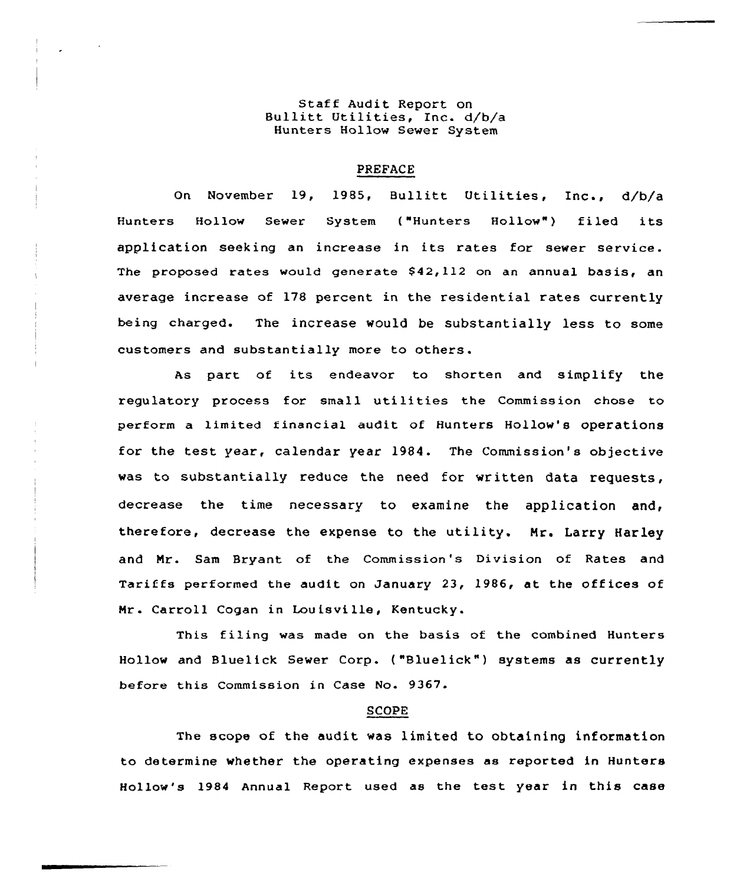Staff Audit Report on
Bullitt Utilities, Inc. d/b/a
Hunters Hollow Sewer System

## PREFACE

On November 19, 1985, Bullitt Utilities, Inc., d/b/a Hunters Hollow Sewer System ("Hunters Hollow") filed its application seeking an increase in its rates for sewer service. The proposed rates would generate $42,112 on an annual basis, an average increase of 178 percent in the residential rates currently being charged. The increase would be substantially less to some customers and substantially more to others.

As part of its endeavor to shorten and simplify the regulatory process for small utilities the Commission chose to perform a limited financial audit of Hunters Hollow's operations for the test year, calendar year 1984. The Commission's objective was to substantially reduce the need for written data requests, decrease the time necessary to examine the application and, therefore, decrease the expense to the utility. Mr. Larry Harley and Mr. Sam Bryant of the Commission's Division of Rates and Tariffs performed the audit on January 23, 1986, at the offices of Mr. Carroll Cogan in Louisville, Kentucky.

This filing was made on the basis of the combined Hunters Hollow and Bluelick Sewer Corp. ("Bluelick") systems as currently before this Commission in Case No. 9367.

## SCOPE

The scope of the audit was limited to obtaining information to determine whether the operating expenses as reported in Hunters Hollow's 1984 Annual Report used as the test year in this case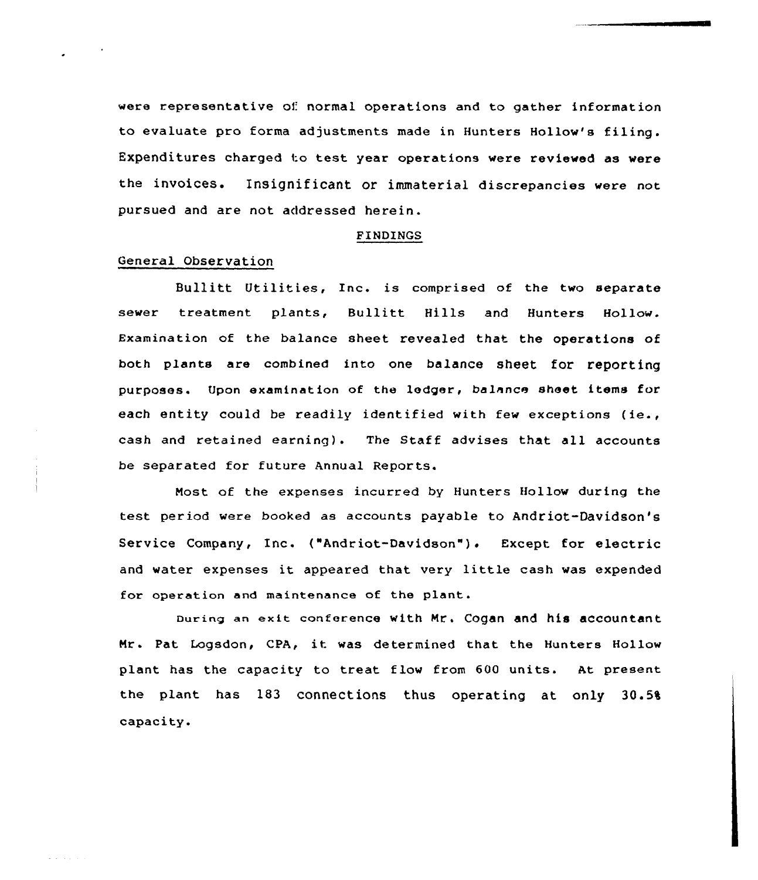were representative of normal operations and to gather information to evaluate pro forma adjustments made in Hunters Hollow's filing. Expenditures charged to test year operations were reviewed as were the invoices. Insignificant or immaterial discrepancies were not pursued and are not addressed herein.

## FINDINGS

### General Observation

Bullitt Utilities, Inc. is comprised of the two separate sewer treatment plants, Bullitt Hills and Hunters Hollow. Examination of the balance sheet revealed that the operations of both plants are combined into one balance sheet for reporting purposes. Upon examination of the ledger, balance sheet items for each entity could be readily identified with few exceptions (ie., cash and retained earning). The Staff advises that all accounts be separated for future Annual Reports.

Most of the expenses incurred by Hunters Hollow during the test period were booked as accounts payable to Andriot-Davidson's Service Company, Inc. ("Andriot-Davidson"). Except for electric and water expenses it appeared that very little cash was expended for operation and maintenance of the plant.

During an exit conference with Mr. Cogan and his accountant Mr. Pat Logsdon, CPA, it was determined that the Hunters Hollow plant has the capacity to treat flow from 600 units. At present the plant has 183 connections thus operating at only 30.5% capacity.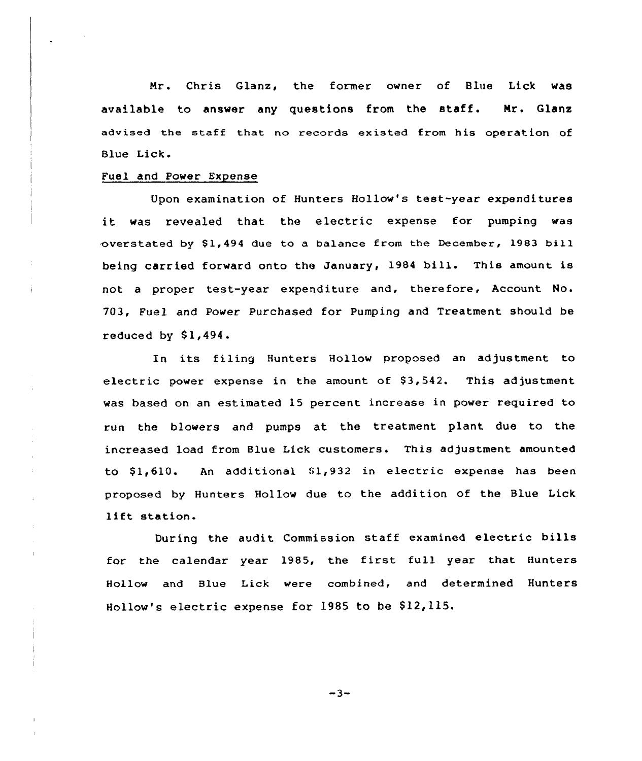Mr. Chris Glanz, the former owner of Blue Lick was available to answer any questions from the staff. Mr. Glanz advised the staff that no records existed from his operation of Blue Lick.

Fuel and Power Expense

Upon examination of Hunters Hollow's test-year expenditures it was revealed that the electric expense for pumping was overstated by $1,494 due to a balance from the December, 1983 bill being carried forward onto the January, 1984 bill. This amount is not a proper test-year expenditure and, therefore, Account No. 703, Fuel and Power Purchased for Pumping and Treatment should be reduced by $1,494.

In its filing Hunters Hollow proposed an adjustment to electric power expense in the amount of $3,542. This adjustment was based on an estimated 15 percent increase in power required to run the blowers and pumps at the treatment plant due to the increased load from Blue Lick customers. This adjustment amounted to $1,610. An additional $1,932 in electric expense has been proposed by Hunters Hollow due to the addition of the Blue Lick lift station.

During the audit Commission staff examined electric bills for the calendar year 1985, the first full year that Hunters Hollow and Blue Lick were combined, and determined Hunters Hollow's electric expense for 1985 to be $12,115.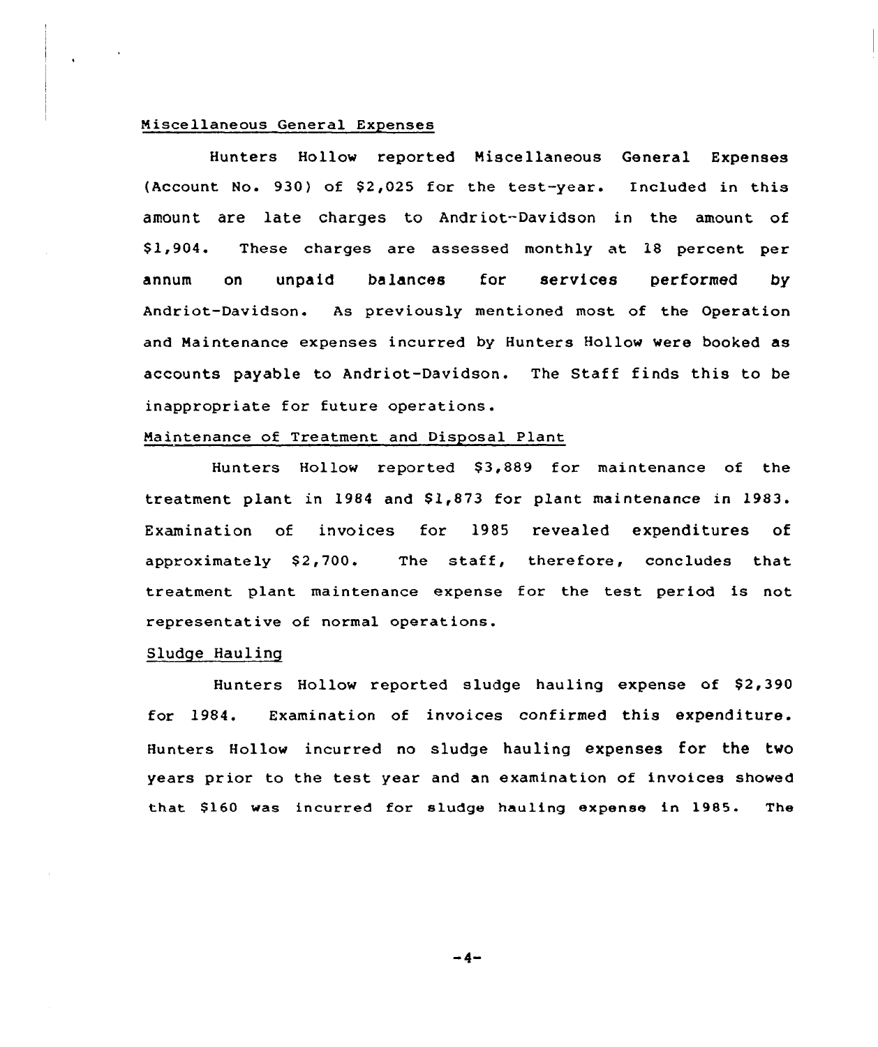Miscellaneous General Expenses

Hunters Hollow reported Miscellaneous General Expenses (Account No. 930) of $2,025 for the test-year. Included in this amount are late charges to Andriot-Davidson in the amount of $1,904. These charges are assessed monthly at 18 percent per annum on unpaid balances for services performed by Andriot-Davidson. As previously mentioned most of the Operation and Maintenance expenses incurred by Hunters Hollow were booked as accounts payable to Andriot-Davidson. The Staff finds this to be inappropriate for future operations.

Maintenance of Treatment and Disposal Plant

Hunters Hollow reported $3,889 for maintenance of the treatment plant in 1984 and $1,873 for plant maintenance in 1983. Examination of invoices for 1985 revealed expenditures of approximately $2,700. The staff, therefore, concludes that treatment plant maintenance expense for the test period is not representative of normal operations.

Sludge Hauling

Hunters Hollow reported sludge hauling expense of $2,390 for 1984. Examination of invoices confirmed this expenditure. Hunters Hollow incurred no sludge hauling expenses for the two years prior to the test year and an examination of invoices showed that $160 was incurred for sludge hauling expense in 1985. The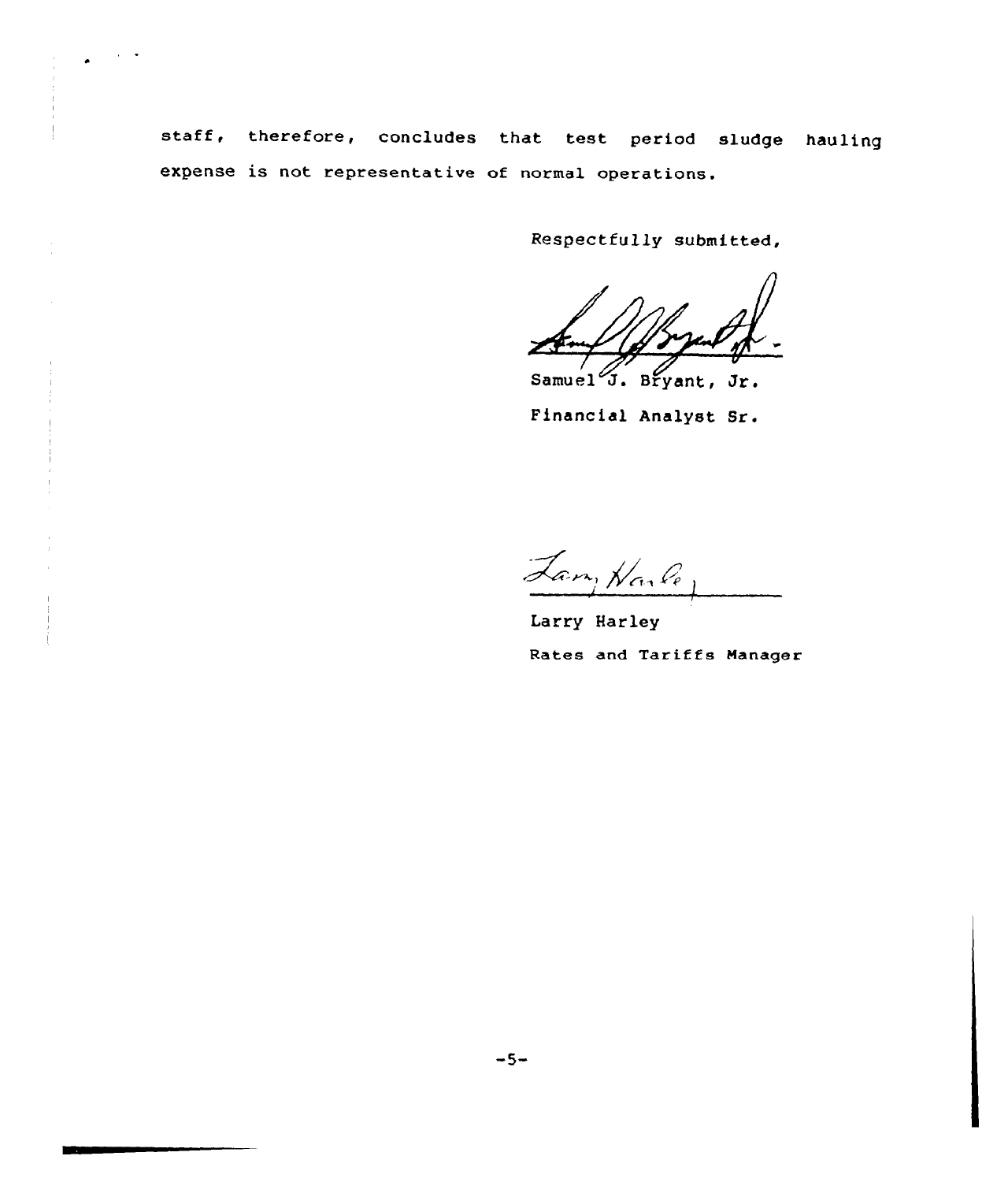staff, therefore, concludes that test period sludge hauling expense is not representative of normal operations.

Respectfully submitted,

Samuel J. Bryant, Jr.

Financial Analyst Sr.

Larry Harley

Rates and Tariffs Manager